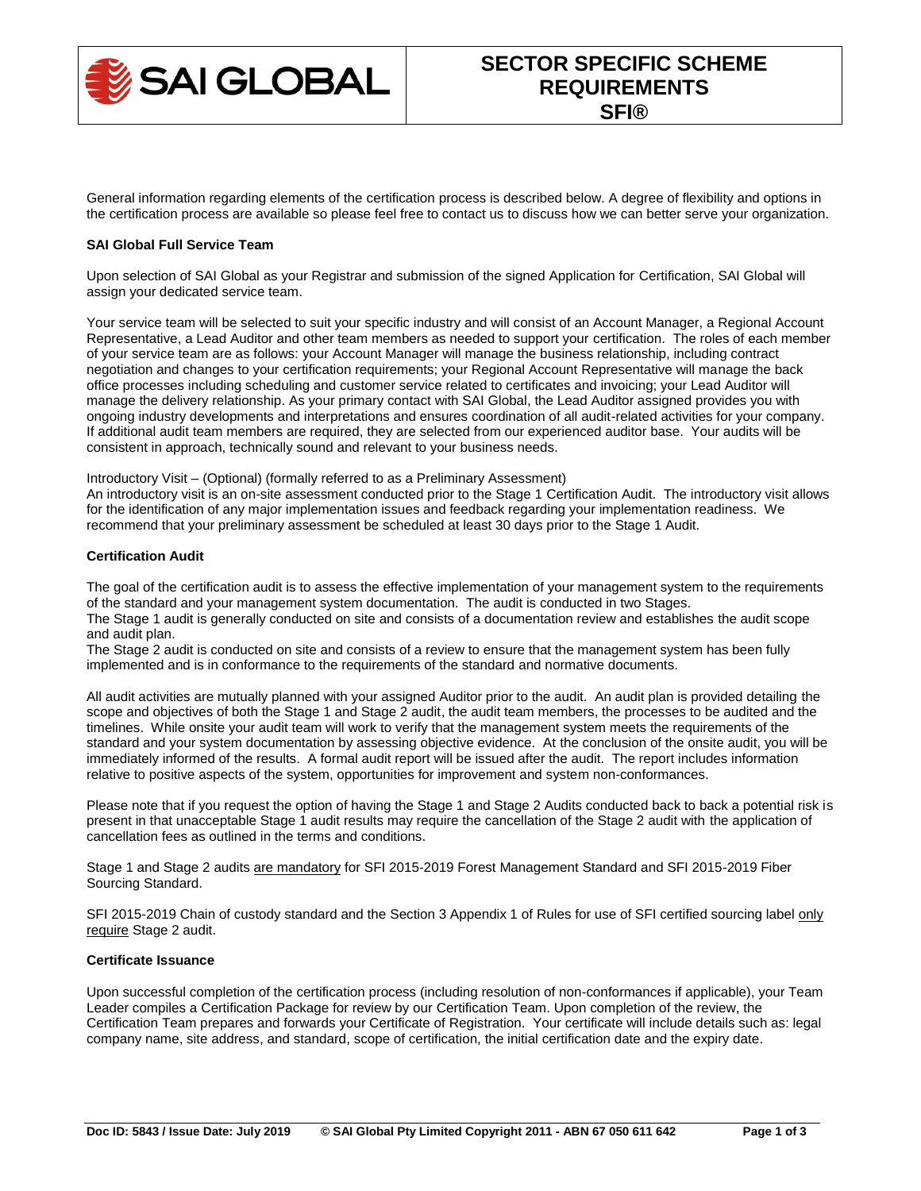# SECTOR SPECIFIC SCHEME REQUIREMENTS SFI®

General information regarding elements of the certification process is described below. A degree of flexibility and options in the certification process are available so please feel free to contact us to discuss how we can better serve your organization.

**SAI Global Full Service Team**

Upon selection of SAI Global as your Registrar and submission of the signed Application for Certification, SAI Global will assign your dedicated service team.

Your service team will be selected to suit your specific industry and will consist of an Account Manager, a Regional Account Representative, a Lead Auditor and other team members as needed to support your certification. The roles of each member of your service team are as follows: your Account Manager will manage the business relationship, including contract negotiation and changes to your certification requirements; your Regional Account Representative will manage the back office processes including scheduling and customer service related to certificates and invoicing; your Lead Auditor will manage the delivery relationship. As your primary contact with SAI Global, the Lead Auditor assigned provides you with ongoing industry developments and interpretations and ensures coordination of all audit-related activities for your company. If additional audit team members are required, they are selected from our experienced auditor base. Your audits will be consistent in approach, technically sound and relevant to your business needs.

Introductory Visit – (Optional) (formally referred to as a Preliminary Assessment)
An introductory visit is an on-site assessment conducted prior to the Stage 1 Certification Audit. The introductory visit allows for the identification of any major implementation issues and feedback regarding your implementation readiness. We recommend that your preliminary assessment be scheduled at least 30 days prior to the Stage 1 Audit.

**Certification Audit**

The goal of the certification audit is to assess the effective implementation of your management system to the requirements of the standard and your management system documentation. The audit is conducted in two Stages.
The Stage 1 audit is generally conducted on site and consists of a documentation review and establishes the audit scope and audit plan.
The Stage 2 audit is conducted on site and consists of a review to ensure that the management system has been fully implemented and is in conformance to the requirements of the standard and normative documents.

All audit activities are mutually planned with your assigned Auditor prior to the audit. An audit plan is provided detailing the scope and objectives of both the Stage 1 and Stage 2 audit, the audit team members, the processes to be audited and the timelines. While onsite your audit team will work to verify that the management system meets the requirements of the standard and your system documentation by assessing objective evidence. At the conclusion of the onsite audit, you will be immediately informed of the results. A formal audit report will be issued after the audit. The report includes information relative to positive aspects of the system, opportunities for improvement and system non-conformances.

Please note that if you request the option of having the Stage 1 and Stage 2 Audits conducted back to back a potential risk is present in that unacceptable Stage 1 audit results may require the cancellation of the Stage 2 audit with the application of cancellation fees as outlined in the terms and conditions.

Stage 1 and Stage 2 audits are mandatory for SFI 2015-2019 Forest Management Standard and SFI 2015-2019 Fiber Sourcing Standard.

SFI 2015-2019 Chain of custody standard and the Section 3 Appendix 1 of Rules for use of SFI certified sourcing label only require Stage 2 audit.

**Certificate Issuance**

Upon successful completion of the certification process (including resolution of non-conformances if applicable), your Team Leader compiles a Certification Package for review by our Certification Team. Upon completion of the review, the Certification Team prepares and forwards your Certificate of Registration. Your certificate will include details such as: legal company name, site address, and standard, scope of certification, the initial certification date and the expiry date.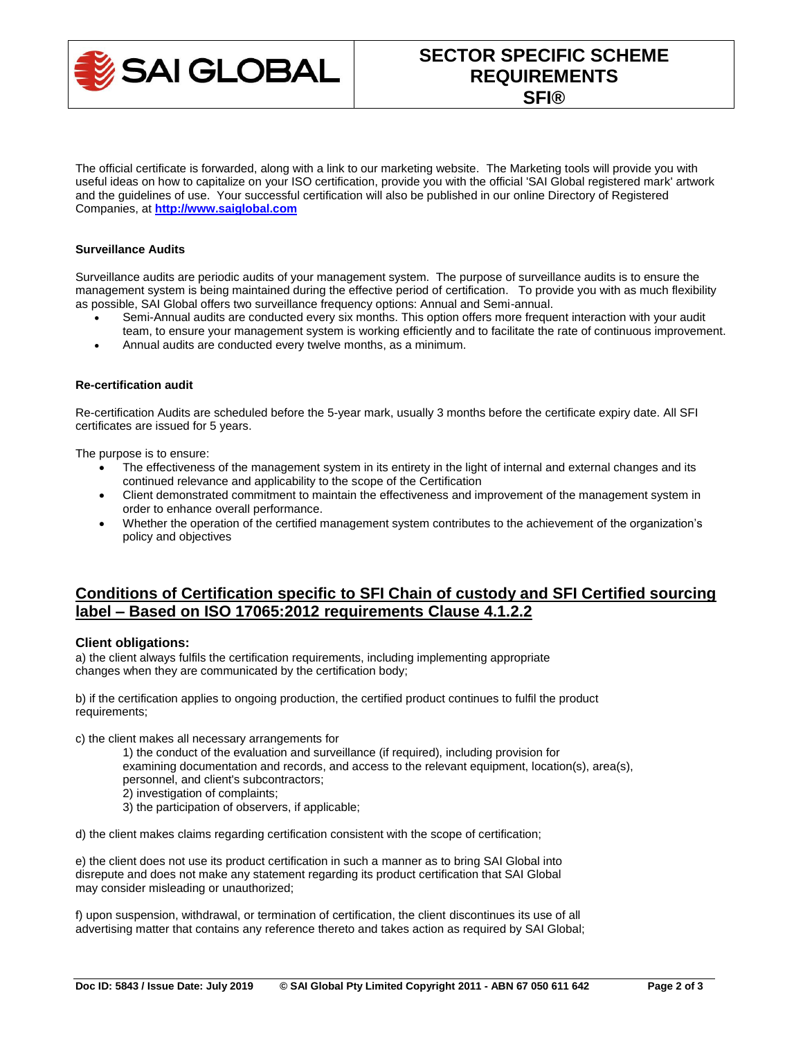The official certificate is forwarded, along with a link to our marketing website. The Marketing tools will provide you with useful ideas on how to capitalize on your ISO certification, provide you with the official 'SAI Global registered mark' artwork and the guidelines of use. Your successful certification will also be published in our online Directory of Registered Companies, at **[http://www.saiglobal.com](http://www.saiglobal.com)**

**Surveillance Audits**

Surveillance audits are periodic audits of your management system. The purpose of surveillance audits is to ensure the management system is being maintained during the effective period of certification. To provide you with as much flexibility as possible, SAI Global offers two surveillance frequency options: Annual and Semi-annual.

- Semi-Annual audits are conducted every six months. This option offers more frequent interaction with your audit team, to ensure your management system is working efficiently and to facilitate the rate of continuous improvement.
- Annual audits are conducted every twelve months, as a minimum.

**Re-certification audit**

Re-certification Audits are scheduled before the 5-year mark, usually 3 months before the certificate expiry date. All SFI certificates are issued for 5 years.

The purpose is to ensure:

- The effectiveness of the management system in its entirety in the light of internal and external changes and its continued relevance and applicability to the scope of the Certification
- Client demonstrated commitment to maintain the effectiveness and improvement of the management system in order to enhance overall performance.
- Whether the operation of the certified management system contributes to the achievement of the organization's policy and objectives

## Conditions of Certification specific to SFI Chain of custody and SFI Certified sourcing label – Based on ISO 17065:2012 requirements Clause 4.1.2.2

### Client obligations:

a) the client always fulfils the certification requirements, including implementing appropriate changes when they are communicated by the certification body;

b) if the certification applies to ongoing production, the certified product continues to fulfil the product requirements;

c) the client makes all necessary arrangements for

1) the conduct of the evaluation and surveillance (if required), including provision for examining documentation and records, and access to the relevant equipment, location(s), area(s), personnel, and client's subcontractors;
2) investigation of complaints;
3) the participation of observers, if applicable;

d) the client makes claims regarding certification consistent with the scope of certification;

e) the client does not use its product certification in such a manner as to bring SAI Global into disrepute and does not make any statement regarding its product certification that SAI Global may consider misleading or unauthorized;

f) upon suspension, withdrawal, or termination of certification, the client discontinues its use of all advertising matter that contains any reference thereto and takes action as required by SAI Global;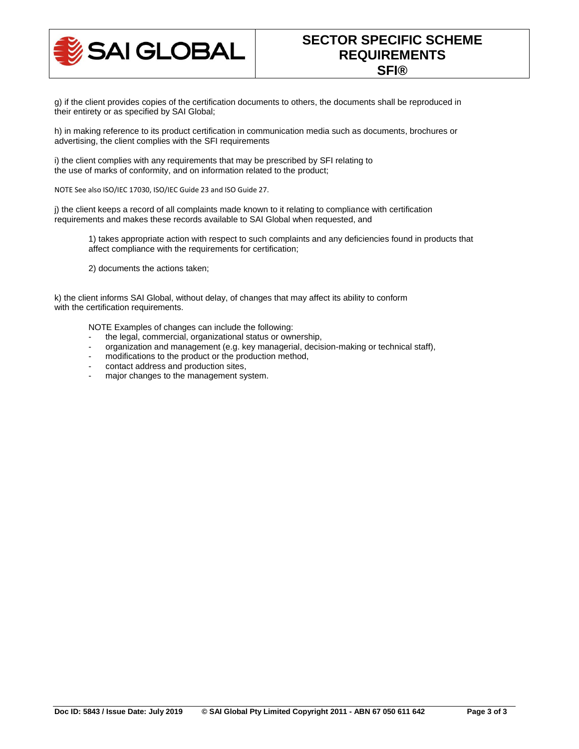g) if the client provides copies of the certification documents to others, the documents shall be reproduced in their entirety or as specified by SAI Global;

h) in making reference to its product certification in communication media such as documents, brochures or advertising, the client complies with the SFI requirements

i) the client complies with any requirements that may be prescribed by SFI relating to the use of marks of conformity, and on information related to the product;

NOTE See also ISO/IEC 17030, ISO/IEC Guide 23 and ISO Guide 27.

j) the client keeps a record of all complaints made known to it relating to compliance with certification requirements and makes these records available to SAI Global when requested, and

1) takes appropriate action with respect to such complaints and any deficiencies found in products that affect compliance with the requirements for certification;

2) documents the actions taken;

k) the client informs SAI Global, without delay, of changes that may affect its ability to conform with the certification requirements.

NOTE Examples of changes can include the following:

- the legal, commercial, organizational status or ownership,
- organization and management (e.g. key managerial, decision-making or technical staff),
- modifications to the product or the production method,
- contact address and production sites,
- major changes to the management system.